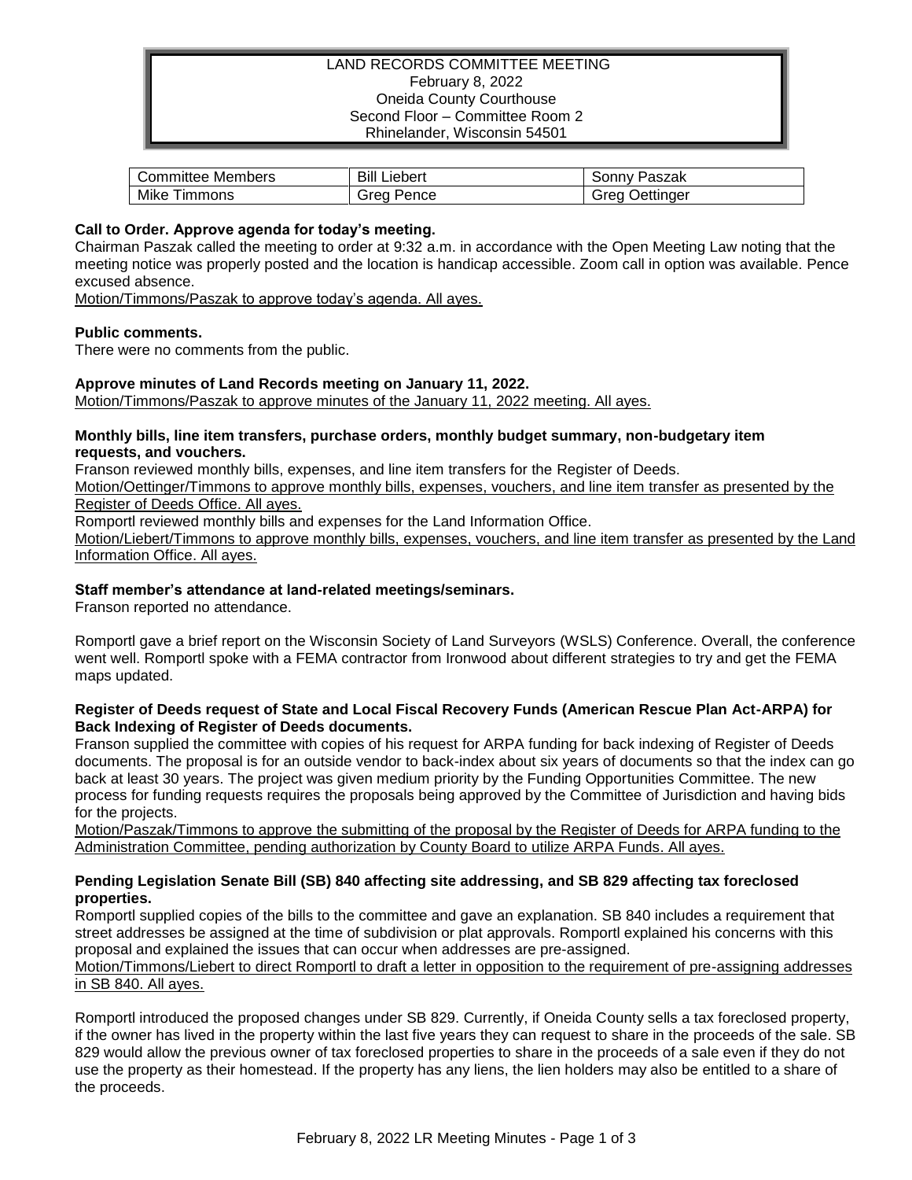# LAND RECORDS COMMITTEE MEETING
February 8, 2022
Oneida County Courthouse
Second Floor – Committee Room 2
Rhinelander, Wisconsin 54501

| Committee Members | Bill Liebert | Sonny Paszak |
|---|---|---|
| Mike Timmons | Greg Pence | Greg Oettinger |

**Call to Order. Approve agenda for today's meeting.**
Chairman Paszak called the meeting to order at 9:32 a.m. in accordance with the Open Meeting Law noting that the meeting notice was properly posted and the location is handicap accessible. Zoom call in option was available. Pence excused absence.
Motion/Timmons/Paszak to approve today's agenda. All ayes.

**Public comments.**
There were no comments from the public.

**Approve minutes of Land Records meeting on January 11, 2022.**
Motion/Timmons/Paszak to approve minutes of the January 11, 2022 meeting. All ayes.

**Monthly bills, line item transfers, purchase orders, monthly budget summary, non-budgetary item requests, and vouchers.**
Franson reviewed monthly bills, expenses, and line item transfers for the Register of Deeds.
Motion/Oettinger/Timmons to approve monthly bills, expenses, vouchers, and line item transfer as presented by the Register of Deeds Office. All ayes.
Romportl reviewed monthly bills and expenses for the Land Information Office.
Motion/Liebert/Timmons to approve monthly bills, expenses, vouchers, and line item transfer as presented by the Land Information Office. All ayes.

**Staff member's attendance at land-related meetings/seminars.**
Franson reported no attendance.

Romportl gave a brief report on the Wisconsin Society of Land Surveyors (WSLS) Conference. Overall, the conference went well. Romportl spoke with a FEMA contractor from Ironwood about different strategies to try and get the FEMA maps updated.

**Register of Deeds request of State and Local Fiscal Recovery Funds (American Rescue Plan Act-ARPA) for Back Indexing of Register of Deeds documents.**
Franson supplied the committee with copies of his request for ARPA funding for back indexing of Register of Deeds documents. The proposal is for an outside vendor to back-index about six years of documents so that the index can go back at least 30 years. The project was given medium priority by the Funding Opportunities Committee. The new process for funding requests requires the proposals being approved by the Committee of Jurisdiction and having bids for the projects.
Motion/Paszak/Timmons to approve the submitting of the proposal by the Register of Deeds for ARPA funding to the Administration Committee, pending authorization by County Board to utilize ARPA Funds. All ayes.

**Pending Legislation Senate Bill (SB) 840 affecting site addressing, and SB 829 affecting tax foreclosed properties.**
Romportl supplied copies of the bills to the committee and gave an explanation. SB 840 includes a requirement that street addresses be assigned at the time of subdivision or plat approvals. Romportl explained his concerns with this proposal and explained the issues that can occur when addresses are pre-assigned.
Motion/Timmons/Liebert to direct Romportl to draft a letter in opposition to the requirement of pre-assigning addresses in SB 840. All ayes.

Romportl introduced the proposed changes under SB 829. Currently, if Oneida County sells a tax foreclosed property, if the owner has lived in the property within the last five years they can request to share in the proceeds of the sale. SB 829 would allow the previous owner of tax foreclosed properties to share in the proceeds of a sale even if they do not use the property as their homestead. If the property has any liens, the lien holders may also be entitled to a share of the proceeds.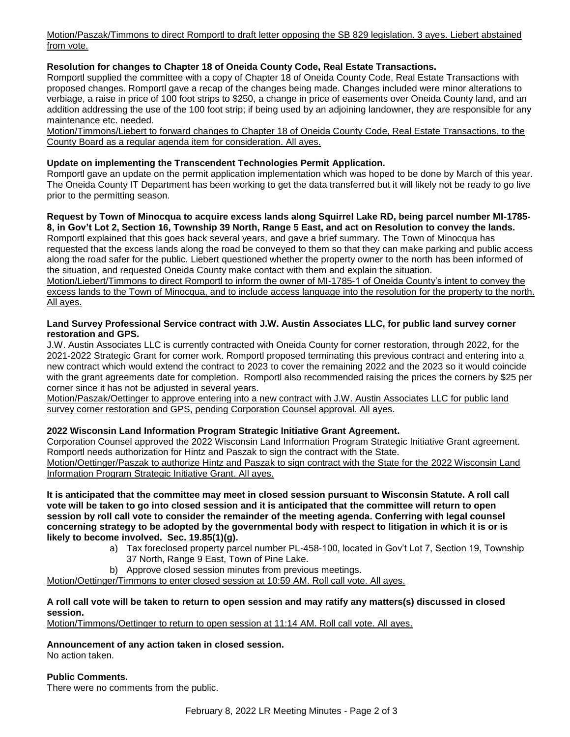Motion/Paszak/Timmons to direct Romportl to draft letter opposing the SB 829 legislation. 3 ayes. Liebert abstained from vote.

**Resolution for changes to Chapter 18 of Oneida County Code, Real Estate Transactions.**

Romportl supplied the committee with a copy of Chapter 18 of Oneida County Code, Real Estate Transactions with proposed changes. Romportl gave a recap of the changes being made. Changes included were minor alterations to verbiage, a raise in price of 100 foot strips to $250, a change in price of easements over Oneida County land, and an addition addressing the use of the 100 foot strip; if being used by an adjoining landowner, they are responsible for any maintenance etc. needed.

Motion/Timmons/Liebert to forward changes to Chapter 18 of Oneida County Code, Real Estate Transactions, to the County Board as a regular agenda item for consideration. All ayes.

**Update on implementing the Transcendent Technologies Permit Application.**

Romportl gave an update on the permit application implementation which was hoped to be done by March of this year. The Oneida County IT Department has been working to get the data transferred but it will likely not be ready to go live prior to the permitting season.

**Request by Town of Minocqua to acquire excess lands along Squirrel Lake RD, being parcel number MI-1785-8, in Gov't Lot 2, Section 16, Township 39 North, Range 5 East, and act on Resolution to convey the lands.**

Romportl explained that this goes back several years, and gave a brief summary. The Town of Minocqua has requested that the excess lands along the road be conveyed to them so that they can make parking and public access along the road safer for the public. Liebert questioned whether the property owner to the north has been informed of the situation, and requested Oneida County make contact with them and explain the situation.

Motion/Liebert/Timmons to direct Romportl to inform the owner of MI-1785-1 of Oneida County's intent to convey the excess lands to the Town of Minocqua, and to include access language into the resolution for the property to the north. All ayes.

**Land Survey Professional Service contract with J.W. Austin Associates LLC, for public land survey corner restoration and GPS.**

J.W. Austin Associates LLC is currently contracted with Oneida County for corner restoration, through 2022, for the 2021-2022 Strategic Grant for corner work. Romportl proposed terminating this previous contract and entering into a new contract which would extend the contract to 2023 to cover the remaining 2022 and the 2023 so it would coincide with the grant agreements date for completion. Romportl also recommended raising the prices the corners by $25 per corner since it has not be adjusted in several years.

Motion/Paszak/Oettinger to approve entering into a new contract with J.W. Austin Associates LLC for public land survey corner restoration and GPS, pending Corporation Counsel approval. All ayes.

**2022 Wisconsin Land Information Program Strategic Initiative Grant Agreement.**

Corporation Counsel approved the 2022 Wisconsin Land Information Program Strategic Initiative Grant agreement. Romportl needs authorization for Hintz and Paszak to sign the contract with the State.

Motion/Oettinger/Paszak to authorize Hintz and Paszak to sign contract with the State for the 2022 Wisconsin Land Information Program Strategic Initiative Grant. All ayes.

**It is anticipated that the committee may meet in closed session pursuant to Wisconsin Statute. A roll call vote will be taken to go into closed session and it is anticipated that the committee will return to open session by roll call vote to consider the remainder of the meeting agenda. Conferring with legal counsel concerning strategy to be adopted by the governmental body with respect to litigation in which it is or is likely to become involved. Sec. 19.85(1)(g).**

a) Tax foreclosed property parcel number PL-458-100, located in Gov't Lot 7, Section 19, Township 37 North, Range 9 East, Town of Pine Lake.
b) Approve closed session minutes from previous meetings.

Motion/Oettinger/Timmons to enter closed session at 10:59 AM. Roll call vote. All ayes.

**A roll call vote will be taken to return to open session and may ratify any matters(s) discussed in closed session.**

Motion/Timmons/Oettinger to return to open session at 11:14 AM. Roll call vote. All ayes.

**Announcement of any action taken in closed session.**

No action taken.

**Public Comments.**

There were no comments from the public.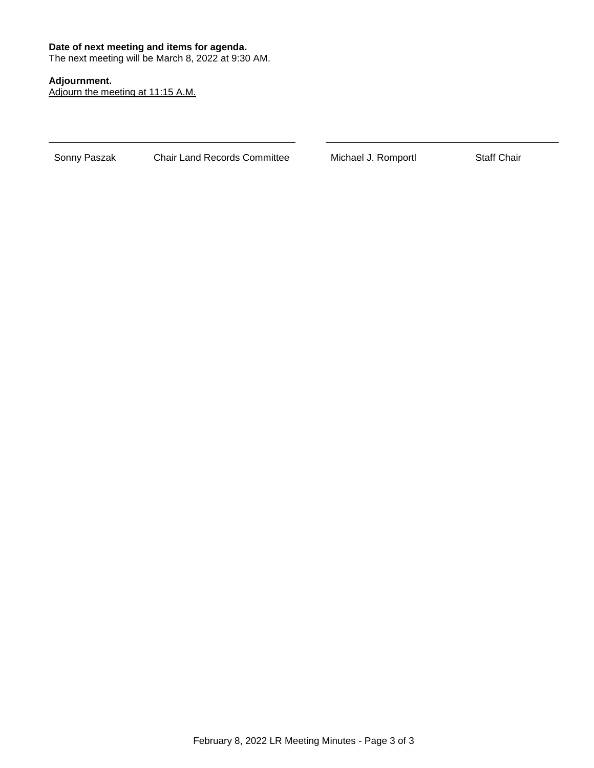**Date of next meeting and items for agenda.**
The next meeting will be March 8, 2022 at 9:30 AM.

**Adjournment.**
<u>Adjourn the meeting at 11:15 A.M.</u>

| | | | |
|---|---|---|---|
| Sonny Paszak | Chair Land Records Committee | Michael J. Romportl | Staff Chair |